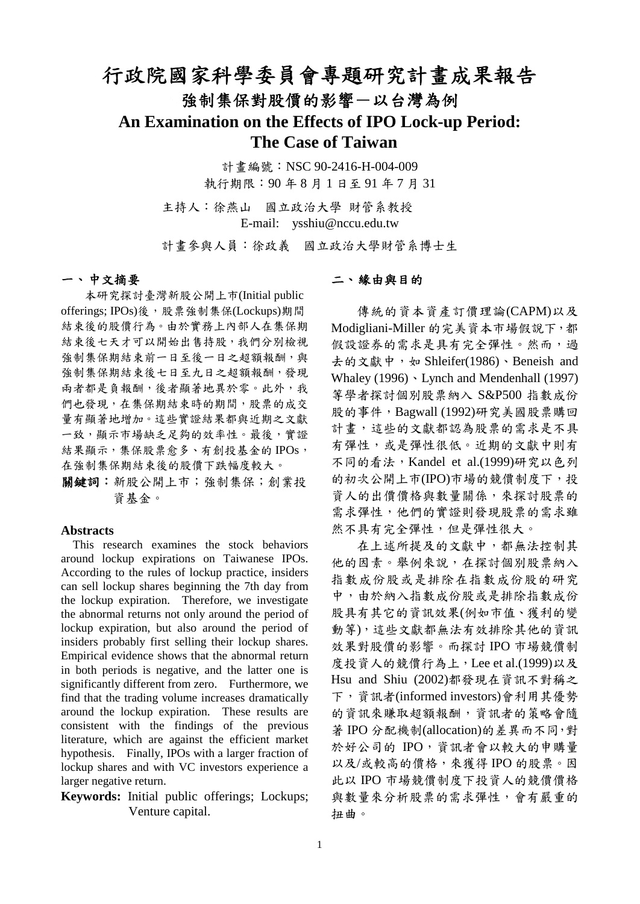# 行政院國家科學委員會專題研究計畫成果報告

## 強制集保對股價的影響－以台灣為例

## An Examination on the Effects of IPO Lock-up Period: The Case of Taiwan

計畫編號：NSC 90-2416-H-004-009

執行期限：90 年 8 月 1 日至 91 年 7 月 31

主持人：徐燕山　國立政治大學 財管系教授

E-mail: ysshiu@nccu.edu.tw

計畫參與人員：徐政義　國立政治大學財管系博士生

### 一、中文摘要

本研究探討臺灣新股公開上市(Initial public offerings; IPOs)後，股票強制集保(Lockups)期間結束後的股價行為。由於實務上內部人在集保期結束後七天才可以開始出售持股，我們分別檢視強制集保期結束前一日至後一日之超額報酬，與強制集保期結束後七日至九日之超額報酬，發現兩者都是負報酬，後者顯著地異於零。此外，我們也發現，在集保期結束時的期間，股票的成交量有顯著地增加。這些實證結果都與近期之文獻一致，顯示市場缺乏足夠的效率性。最後，實證結果顯示，集保股票愈多、有創投基金的 IPOs，在強制集保期結束後的股價下跌幅度較大。

**關鍵詞：**新股公開上市；強制集保；創業投資基金。

### Abstracts

This research examines the stock behaviors around lockup expirations on Taiwanese IPOs. According to the rules of lockup practice, insiders can sell lockup shares beginning the 7th day from the lockup expiration. Therefore, we investigate the abnormal returns not only around the period of lockup expiration, but also around the period of insiders probably first selling their lockup shares. Empirical evidence shows that the abnormal return in both periods is negative, and the latter one is significantly different from zero. Furthermore, we find that the trading volume increases dramatically around the lockup expiration. These results are consistent with the findings of the previous literature, which are against the efficient market hypothesis. Finally, IPOs with a larger fraction of lockup shares and with VC investors experience a larger negative return.

**Keywords:** Initial public offerings; Lockups; Venture capital.

### 二、緣由與目的

傳統的資本資產訂價理論(CAPM)以及 Modigliani-Miller 的完美資本市場假說下，都假設證券的需求是具有完全彈性。然而，過去的文獻中，如 Shleifer(1986)、Beneish and Whaley (1996)、Lynch and Mendenhall (1997)等學者探討個別股票納入 S&P500 指數成份股的事件，Bagwall (1992)研究美國股票購回計畫，這些的文獻都認為股票的需求是不具有彈性，或是彈性很低。近期的文獻中則有不同的看法，Kandel et al.(1999)研究以色列的初次公開上市(IPO)市場的競價制度下，投資人的出價價格與數量關係，來探討股票的需求彈性，他們的實證則發現股票的需求雖然不具有完全彈性，但是彈性很大。

在上述所提及的文獻中，都無法控制其他的因素。舉例來說，在探討個別股票納入指數成份股或是排除在指數成份股的研究中，由於納入指數成份股或是排除指數成份股具有其它的資訊效果(例如市值、獲利的變動等)，這些文獻都無法有效排除其他的資訊效果對股價的影響。而探討 IPO 市場競價制度投資人的競價行為上，Lee et al.(1999)以及 Hsu and Shiu (2002)都發現在資訊不對稱之下，資訊者(informed investors)會利用其優勢的資訊來賺取超額報酬，資訊者的策略會隨著 IPO 分配機制(allocation)的差異而不同，對於好公司的 IPO，資訊者會以較大的申購量以及/或較高的價格，來獲得 IPO 的股票。因此以 IPO 市場競價制度下投資人的競價價格與數量來分析股票的需求彈性，會有嚴重的扭曲。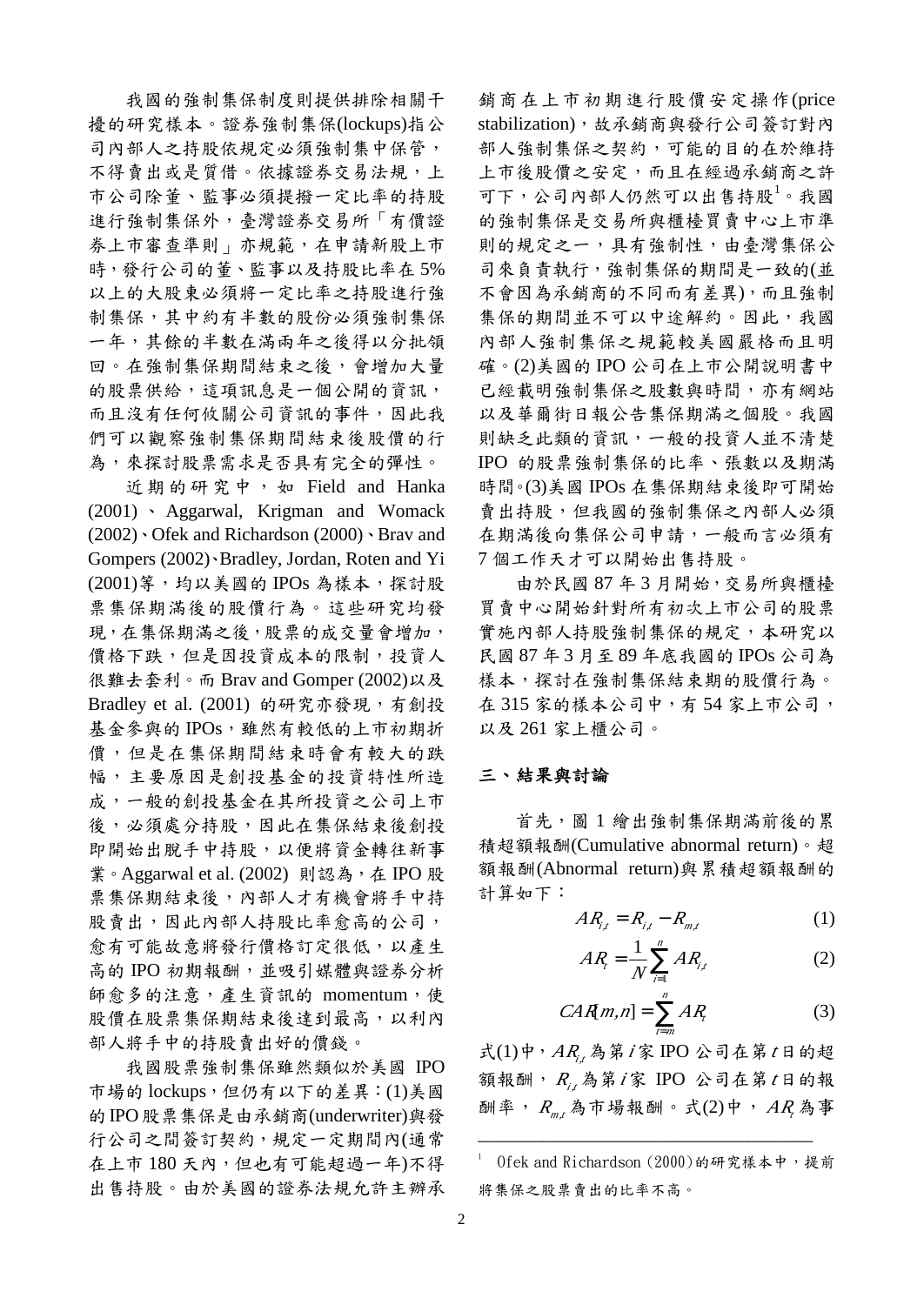我國的強制集保制度則提供排除相關干擾的研究樣本。證券強制集保(lockups)指公司內部人之持股依規定必須強制集中保管，不得賣出或是質借。依據證券交易法規，上市公司除董、監事必須提撥一定比率的持股進行強制集保外，臺灣證券交易所「有價證券上市審查準則」亦規範，在申請新股上市時，發行公司的董、監事以及持股比率在 5% 以上的大股東必須將一定比率之持股進行強制集保，其中約有半數的股份必須強制集保一年，其餘的半數在滿兩年之後得以分批領回。在強制集保期間結束之後，會增加大量的股票供給，這項訊息是一個公開的資訊，而且沒有任何攸關公司資訊的事件，因此我們可以觀察強制集保期間結束後股價的行為，來探討股票需求是否具有完全的彈性。

近期的研究中，如 Field and Hanka (2001)、Aggarwal, Krigman and Womack (2002)、Ofek and Richardson (2000)、Brav and Gompers (2002)、Bradley, Jordan, Roten and Yi (2001)等，均以美國的 IPOs 為樣本，探討股票集保期滿後的股價行為。這些研究均發現，在集保期滿之後，股票的成交量會增加，價格下跌，但是因投資成本的限制，投資人很難去套利。而 Brav and Gomper (2002)以及 Bradley et al. (2001) 的研究亦發現，有創投基金參與的 IPOs，雖然有較低的上市初期折價，但是在集保期間結束時會有較大的跌幅，主要原因是創投基金的投資特性所造成，一般的創投基金在其所投資之公司上市後，必須處分持股，因此在集保結束後創投即開始出脫手中持股，以便將資金轉往新事業。Aggarwal et al. (2002) 則認為，在 IPO 股票集保期結束後，內部人才有機會將手中持股賣出，因此內部人持股比率愈高的公司，愈有可能故意將發行價格訂定很低，以產生高的 IPO 初期報酬，並吸引媒體與證券分析師愈多的注意，產生資訊的 momentum，使股價在股票集保期結束後達到最高，以利內部人將手中的持股賣出好的價錢。

我國股票強制集保雖然類似於美國 IPO 市場的 lockups，但仍有以下的差異：(1)美國的 IPO 股票集保是由承銷商(underwriter)與發行公司之間簽訂契約，規定一定期間內(通常在上市 180 天內，但也有可能超過一年)不得出售持股。由於美國的證券法規允許主辦承銷商在上市初期進行股價安定操作(price stabilization)，故承銷商與發行公司簽訂對內部人強制集保之契約，可能的目的在於維持上市後股價之安定，而且在經過承銷商之許可下，公司內部人仍然可以出售持股[1]。我國的強制集保是交易所與櫃檯買賣中心上市準則的規定之一，具有強制性，由臺灣集保公司來負責執行，強制集保的期間是一致的(並不會因為承銷商的不同而有差異)，而且強制集保的期間並不可以中途解約。因此，我國內部人強制集保之規範較美國嚴格而且明確。(2)美國的 IPO 公司在上市公開說明書中已經載明強制集保之股數與時間，亦有網站以及華爾街日報公告集保期滿之個股。我國則缺乏此類的資訊，一般的投資人並不清楚 IPO 的股票強制集保的比率、張數以及期滿時間。(3)美國 IPOs 在集保期結束後即可開始賣出持股，但我國的強制集保之內部人必須在期滿後向集保公司申請，一般而言必須有 7 個工作天才可以開始出售持股。

由於民國 87 年 3 月開始，交易所與櫃檯買賣中心開始針對所有初次上市公司的股票實施內部人持股強制集保的規定，本研究以民國 87 年 3 月至 89 年底我國的 IPOs 公司為樣本，探討在強制集保結束期的股價行為。在 315 家的樣本公司中，有 54 家上市公司，以及 261 家上櫃公司。

## 三、結果與討論

首先，圖 1 繪出強制集保期滿前後的累積超額報酬(Cumulative abnormal return)。超額報酬(Abnormal return)與累積超額報酬的計算如下：

$$AR_{i,t} = R_{i,t} - R_{m,t} \tag{1}$$

$$AR_t = \frac{1}{N}\sum_{i=1}^{n} AR_{i,t} \tag{2}$$

$$CAR[m,n] = \sum_{t=m}^{n} AR_t \tag{3}$$

式(1)中，$AR_{i,t}$ 為第 $i$ 家 IPO 公司在第 $t$ 日的超額報酬，$R_{i,t}$ 為第 $i$ 家 IPO 公司在第 $t$ 日的報酬率，$R_{m,t}$ 為市場報酬。式(2)中，$AR_t$ 為事

---

[1] Ofek and Richardson (2000)的研究樣本中，提前將集保之股票賣出的比率不高。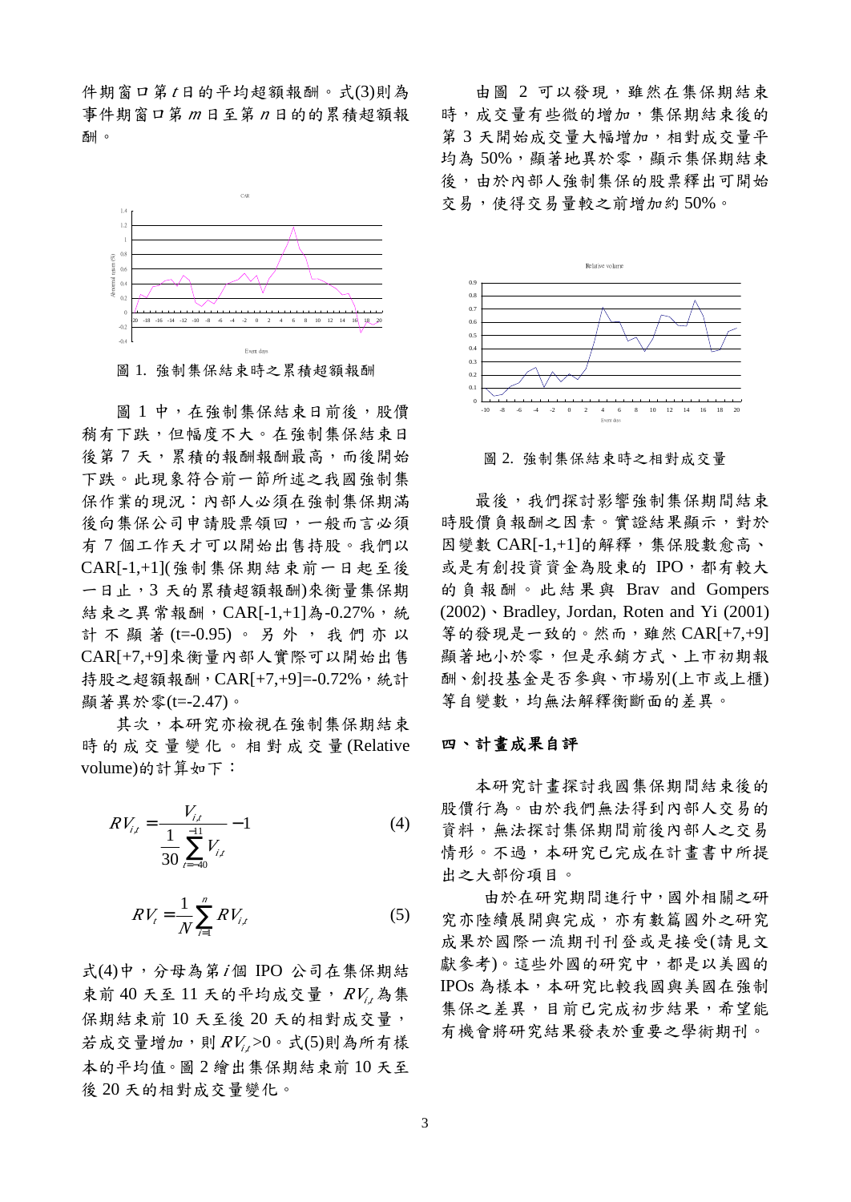件期窗口第 $t$ 日的平均超額報酬。式(3)則為事件期窗口第 $m$ 日至第 $n$ 日的的累積超額報酬。

圖 1. 強制集保結束時之累積超額報酬

圖 1 中，在強制集保結束日前後，股價稍有下跌，但幅度不大。在強制集保結束日後第 7 天，累積的報酬報酬最高，而後開始下跌。此現象符合前一節所述之我國強制集保作業的現況：內部人必須在強制集保期滿後向集保公司申請股票領回，一般而言必須有 7 個工作天才可以開始出售持股。我們以 CAR[-1,+1](強制集保期結束前一日起至後一日止，3 天的累積超額報酬)來衡量集保期結束之異常報酬，CAR[-1,+1]為-0.27%，統計不顯著 (t=-0.95)。另外，我們亦以 CAR[+7,+9]來衡量內部人實際可以開始出售持股之超額報酬，CAR[+7,+9]=-0.72%，統計顯著異於零(t=-2.47)。

其次，本研究亦檢視在強制集保期結束時的成交量變化。相對成交量(Relative volume)的計算如下：

$$RV_{i,t} = \frac{V_{i,t}}{\frac{1}{30}\sum_{t=-40}^{-11} V_{i,t}} - 1 \qquad (4)$$

$$RV_t = \frac{1}{N}\sum_{i=1}^{n} RV_{i,t} \qquad (5)$$

式(4)中，分母為第 $i$ 個 IPO 公司在集保期結束前 40 天至 11 天的平均成交量，$RV_{i,t}$ 為集保期結束前 10 天至後 20 天的相對成交量，若成交量增加，則 $RV_{i,t}$>0。式(5)則為所有樣本的平均值。圖 2 繪出集保期結束前 10 天至後 20 天的相對成交量變化。

由圖 2 可以發現，雖然在集保期結束時，成交量有些微的增加，集保期結束後的第 3 天開始成交量大幅增加，相對成交量平均為 50%，顯著地異於零，顯示集保期結束後，由於內部人強制集保的股票釋出可開始交易，使得交易量較之前增加約 50%。

圖 2. 強制集保結束時之相對成交量

最後，我們探討影響強制集保期間結束時股價負報酬之因素。實證結果顯示，對於因變數 CAR[-1,+1]的解釋，集保股數愈高、或是有創投資資金為股東的 IPO，都有較大的負報酬。此結果與 Brav and Gompers (2002)、Bradley, Jordan, Roten and Yi (2001)等的發現是一致的。然而，雖然 CAR[+7,+9]顯著地小於零，但是承銷方式、上市初期報酬、創投基金是否參與、市場別(上市或上櫃)等自變數，均無法解釋衡斷面的差異。

## 四、計畫成果自評

本研究計畫探討我國集保期間結束後的股價行為。由於我們無法得到內部人交易的資料，無法探討集保期間前後內部人之交易情形。不過，本研究已完成在計畫書中所提出之大部份項目。

由於在研究期間進行中，國外相關之研究亦陸續展開與完成，亦有數篇國外之研究成果於國際一流期刊刊登或是接受(請見文獻參考)。這些外國的研究中，都是以美國的 IPOs 為樣本，本研究比較我國與美國在強制集保之差異，目前已完成初步結果，希望能有機會將研究結果發表於重要之學術期刊。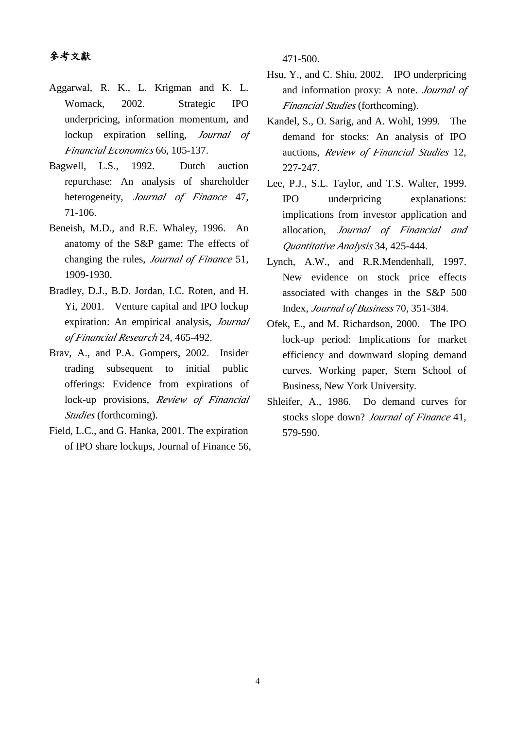# 參考文獻

Aggarwal, R. K., L. Krigman and K. L. Womack, 2002. Strategic IPO underpricing, information momentum, and lockup expiration selling, *Journal of Financial Economics* 66, 105-137.

Bagwell, L.S., 1992. Dutch auction repurchase: An analysis of shareholder heterogeneity, *Journal of Finance* 47, 71-106.

Beneish, M.D., and R.E. Whaley, 1996. An anatomy of the S&P game: The effects of changing the rules, *Journal of Finance* 51, 1909-1930.

Bradley, D.J., B.D. Jordan, I.C. Roten, and H. Yi, 2001. Venture capital and IPO lockup expiration: An empirical analysis, *Journal of Financial Research* 24, 465-492.

Brav, A., and P.A. Gompers, 2002. Insider trading subsequent to initial public offerings: Evidence from expirations of lock-up provisions, *Review of Financial Studies* (forthcoming).

Field, L.C., and G. Hanka, 2001. The expiration of IPO share lockups, Journal of Finance 56, 471-500.

Hsu, Y., and C. Shiu, 2002. IPO underpricing and information proxy: A note. *Journal of Financial Studies* (forthcoming).

Kandel, S., O. Sarig, and A. Wohl, 1999. The demand for stocks: An analysis of IPO auctions, *Review of Financial Studies* 12, 227-247.

Lee, P.J., S.L. Taylor, and T.S. Walter, 1999. IPO underpricing explanations: implications from investor application and allocation, *Journal of Financial and Quantitative Analysis* 34, 425-444.

Lynch, A.W., and R.R.Mendenhall, 1997. New evidence on stock price effects associated with changes in the S&P 500 Index, *Journal of Business* 70, 351-384.

Ofek, E., and M. Richardson, 2000. The IPO lock-up period: Implications for market efficiency and downward sloping demand curves. Working paper, Stern School of Business, New York University.

Shleifer, A., 1986. Do demand curves for stocks slope down? *Journal of Finance* 41, 579-590.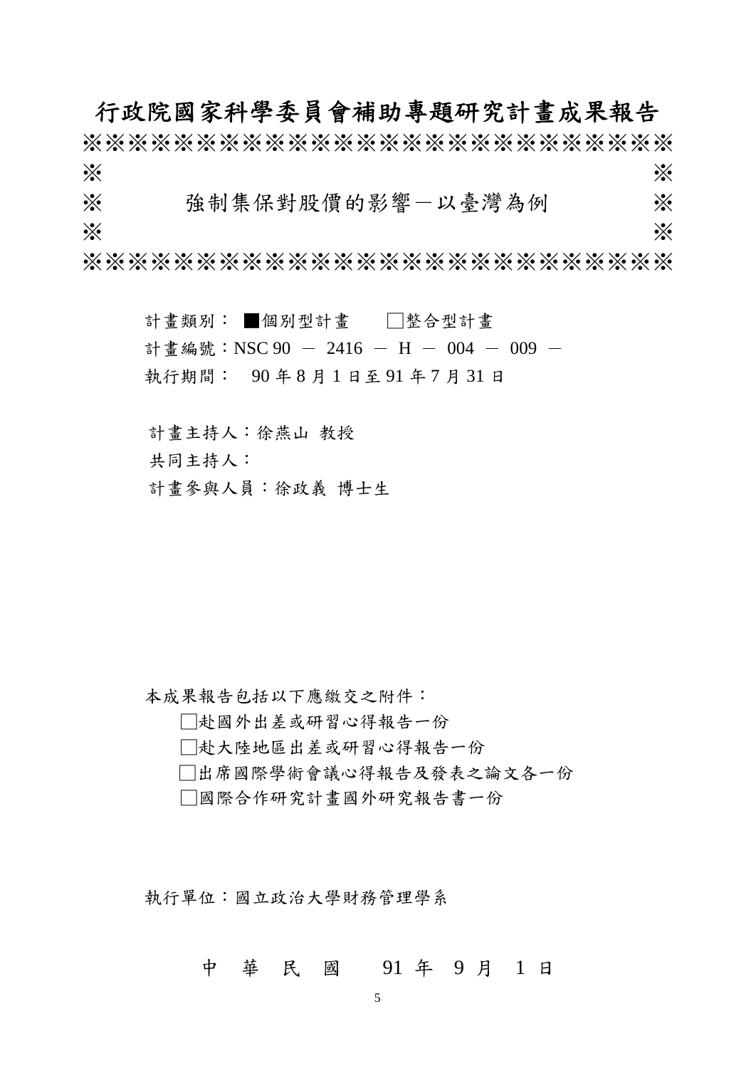# 行政院國家科學委員會補助專題研究計畫成果報告

※※※※※※※※※※※※※※※※※※※※※※※※※※※※
※　　　　　　　　　　　　　　　　　　　　　　　　　　※
※　　　　強制集保對股價的影響－以臺灣為例　　　　　※
※　　　　　　　　　　　　　　　　　　　　　　　　　　※
※※※※※※※※※※※※※※※※※※※※※※※※※※※※

計畫類別：■個別型計畫　　□整合型計畫

計畫編號：NSC 90 － 2416 － H － 004 － 009 －

執行期間： 90 年 8 月 1 日至 91 年 7 月 31 日

計畫主持人：徐燕山 教授

共同主持人：

計畫參與人員：徐政義 博士生

本成果報告包括以下應繳交之附件：

□赴國外出差或研習心得報告一份

□赴大陸地區出差或研習心得報告一份

□出席國際學術會議心得報告及發表之論文各一份

□國際合作研究計畫國外研究報告書一份

執行單位：國立政治大學財務管理學系

中 華 民 國 91 年 9 月 1 日